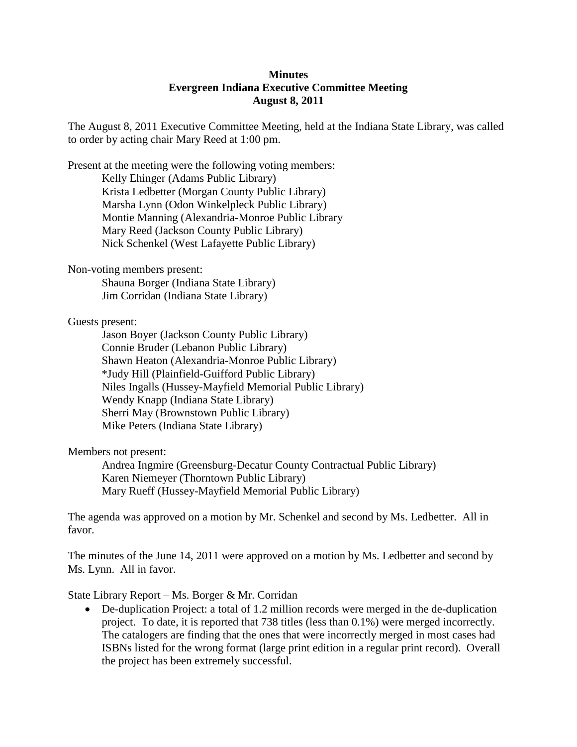**Minutes**
**Evergreen Indiana Executive Committee Meeting**
**August 8, 2011**

The August 8, 2011 Executive Committee Meeting, held at the Indiana State Library, was called to order by acting chair Mary Reed at 1:00 pm.

Present at the meeting were the following voting members:

Kelly Ehinger (Adams Public Library)
Krista Ledbetter (Morgan County Public Library)
Marsha Lynn (Odon Winkelpleck Public Library)
Montie Manning (Alexandria-Monroe Public Library
Mary Reed (Jackson County Public Library)
Nick Schenkel (West Lafayette Public Library)

Non-voting members present:

Shauna Borger (Indiana State Library)
Jim Corridan (Indiana State Library)

Guests present:

Jason Boyer (Jackson County Public Library)
Connie Bruder (Lebanon Public Library)
Shawn Heaton (Alexandria-Monroe Public Library)
*Judy Hill (Plainfield-Guifford Public Library)
Niles Ingalls (Hussey-Mayfield Memorial Public Library)
Wendy Knapp (Indiana State Library)
Sherri May (Brownstown Public Library)
Mike Peters (Indiana State Library)

Members not present:

Andrea Ingmire (Greensburg-Decatur County Contractual Public Library)
Karen Niemeyer (Thorntown Public Library)
Mary Rueff (Hussey-Mayfield Memorial Public Library)

The agenda was approved on a motion by Mr. Schenkel and second by Ms. Ledbetter. All in favor.

The minutes of the June 14, 2011 were approved on a motion by Ms. Ledbetter and second by Ms. Lynn. All in favor.

State Library Report – Ms. Borger & Mr. Corridan

- De-duplication Project: a total of 1.2 million records were merged in the de-duplication project. To date, it is reported that 738 titles (less than 0.1%) were merged incorrectly. The catalogers are finding that the ones that were incorrectly merged in most cases had ISBNs listed for the wrong format (large print edition in a regular print record). Overall the project has been extremely successful.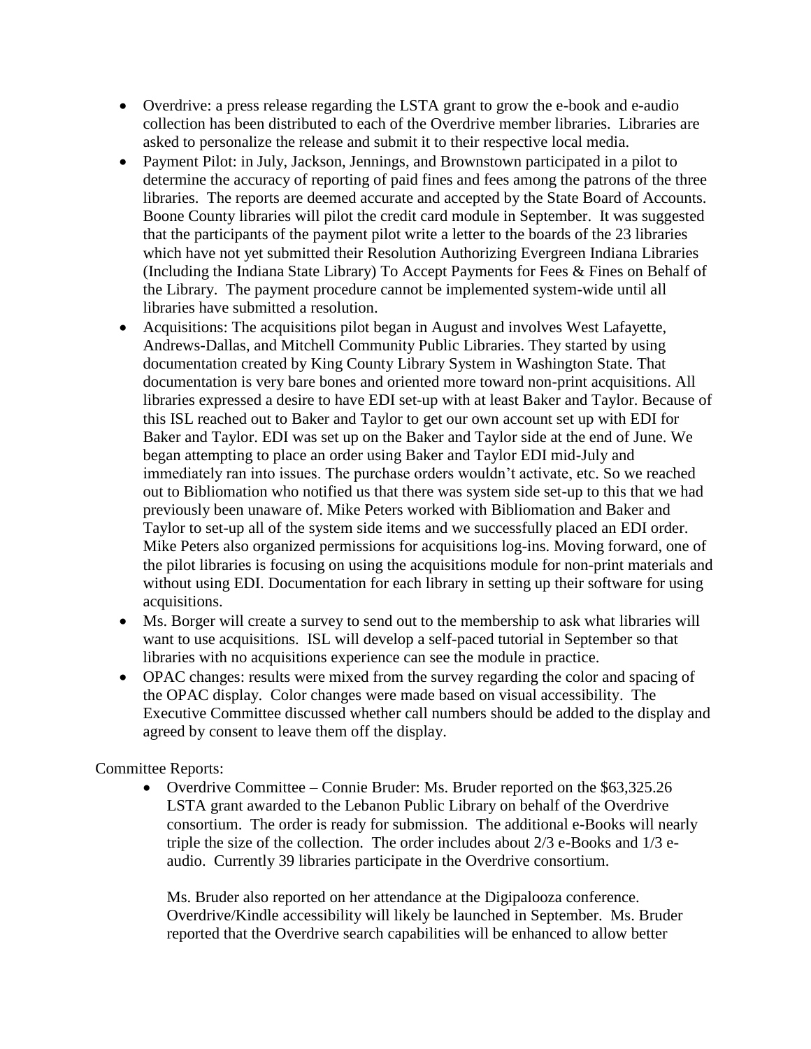- Overdrive: a press release regarding the LSTA grant to grow the e-book and e-audio collection has been distributed to each of the Overdrive member libraries. Libraries are asked to personalize the release and submit it to their respective local media.
- Payment Pilot: in July, Jackson, Jennings, and Brownstown participated in a pilot to determine the accuracy of reporting of paid fines and fees among the patrons of the three libraries. The reports are deemed accurate and accepted by the State Board of Accounts. Boone County libraries will pilot the credit card module in September. It was suggested that the participants of the payment pilot write a letter to the boards of the 23 libraries which have not yet submitted their Resolution Authorizing Evergreen Indiana Libraries (Including the Indiana State Library) To Accept Payments for Fees & Fines on Behalf of the Library. The payment procedure cannot be implemented system-wide until all libraries have submitted a resolution.
- Acquisitions: The acquisitions pilot began in August and involves West Lafayette, Andrews-Dallas, and Mitchell Community Public Libraries. They started by using documentation created by King County Library System in Washington State. That documentation is very bare bones and oriented more toward non-print acquisitions. All libraries expressed a desire to have EDI set-up with at least Baker and Taylor. Because of this ISL reached out to Baker and Taylor to get our own account set up with EDI for Baker and Taylor. EDI was set up on the Baker and Taylor side at the end of June. We began attempting to place an order using Baker and Taylor EDI mid-July and immediately ran into issues. The purchase orders wouldn't activate, etc. So we reached out to Bibliomation who notified us that there was system side set-up to this that we had previously been unaware of. Mike Peters worked with Bibliomation and Baker and Taylor to set-up all of the system side items and we successfully placed an EDI order. Mike Peters also organized permissions for acquisitions log-ins. Moving forward, one of the pilot libraries is focusing on using the acquisitions module for non-print materials and without using EDI. Documentation for each library in setting up their software for using acquisitions.
- Ms. Borger will create a survey to send out to the membership to ask what libraries will want to use acquisitions. ISL will develop a self-paced tutorial in September so that libraries with no acquisitions experience can see the module in practice.
- OPAC changes: results were mixed from the survey regarding the color and spacing of the OPAC display. Color changes were made based on visual accessibility. The Executive Committee discussed whether call numbers should be added to the display and agreed by consent to leave them off the display.

Committee Reports:

- Overdrive Committee – Connie Bruder: Ms. Bruder reported on the $63,325.26 LSTA grant awarded to the Lebanon Public Library on behalf of the Overdrive consortium. The order is ready for submission. The additional e-Books will nearly triple the size of the collection. The order includes about 2/3 e-Books and 1/3 e-audio. Currently 39 libraries participate in the Overdrive consortium.

  Ms. Bruder also reported on her attendance at the Digipalooza conference. Overdrive/Kindle accessibility will likely be launched in September. Ms. Bruder reported that the Overdrive search capabilities will be enhanced to allow better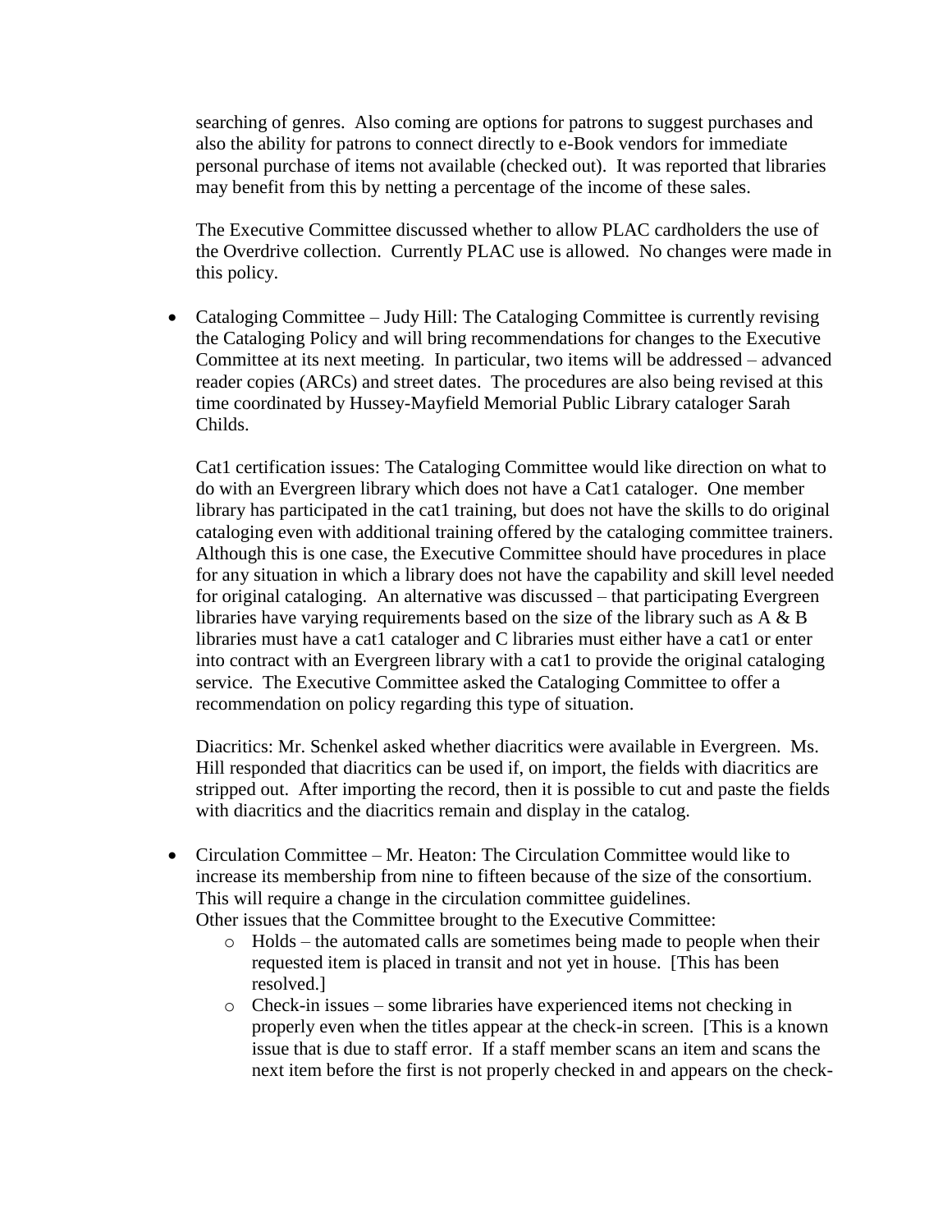searching of genres. Also coming are options for patrons to suggest purchases and also the ability for patrons to connect directly to e-Book vendors for immediate personal purchase of items not available (checked out). It was reported that libraries may benefit from this by netting a percentage of the income of these sales.

The Executive Committee discussed whether to allow PLAC cardholders the use of the Overdrive collection. Currently PLAC use is allowed. No changes were made in this policy.

- Cataloging Committee – Judy Hill: The Cataloging Committee is currently revising the Cataloging Policy and will bring recommendations for changes to the Executive Committee at its next meeting. In particular, two items will be addressed – advanced reader copies (ARCs) and street dates. The procedures are also being revised at this time coordinated by Hussey-Mayfield Memorial Public Library cataloger Sarah Childs.

  Cat1 certification issues: The Cataloging Committee would like direction on what to do with an Evergreen library which does not have a Cat1 cataloger. One member library has participated in the cat1 training, but does not have the skills to do original cataloging even with additional training offered by the cataloging committee trainers. Although this is one case, the Executive Committee should have procedures in place for any situation in which a library does not have the capability and skill level needed for original cataloging. An alternative was discussed – that participating Evergreen libraries have varying requirements based on the size of the library such as A & B libraries must have a cat1 cataloger and C libraries must either have a cat1 or enter into contract with an Evergreen library with a cat1 to provide the original cataloging service. The Executive Committee asked the Cataloging Committee to offer a recommendation on policy regarding this type of situation.

  Diacritics: Mr. Schenkel asked whether diacritics were available in Evergreen. Ms. Hill responded that diacritics can be used if, on import, the fields with diacritics are stripped out. After importing the record, then it is possible to cut and paste the fields with diacritics and the diacritics remain and display in the catalog.

- Circulation Committee – Mr. Heaton: The Circulation Committee would like to increase its membership from nine to fifteen because of the size of the consortium. This will require a change in the circulation committee guidelines.
  Other issues that the Committee brought to the Executive Committee:
  - Holds – the automated calls are sometimes being made to people when their requested item is placed in transit and not yet in house. [This has been resolved.]
  - Check-in issues – some libraries have experienced items not checking in properly even when the titles appear at the check-in screen. [This is a known issue that is due to staff error. If a staff member scans an item and scans the next item before the first is not properly checked in and appears on the check-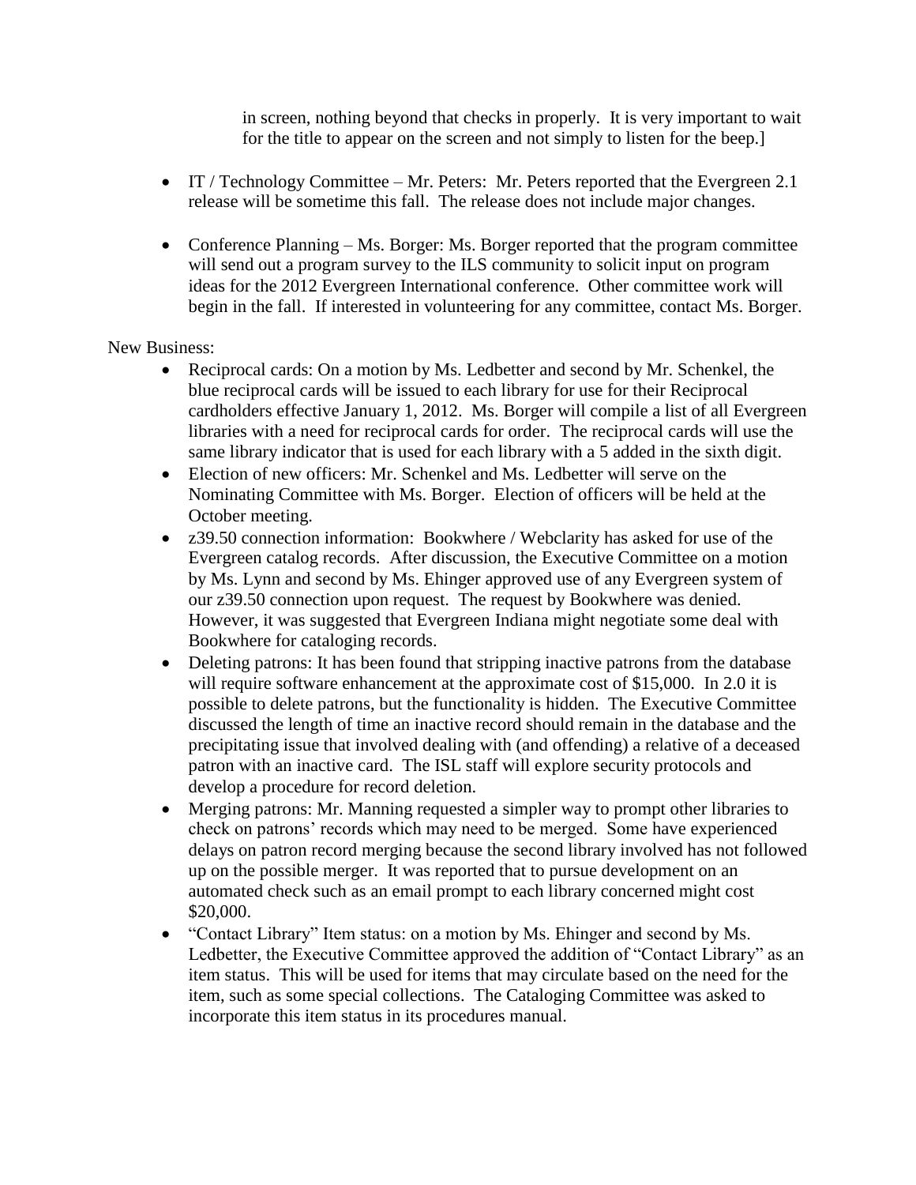in screen, nothing beyond that checks in properly. It is very important to wait for the title to appear on the screen and not simply to listen for the beep.]

- IT / Technology Committee – Mr. Peters: Mr. Peters reported that the Evergreen 2.1 release will be sometime this fall. The release does not include major changes.

- Conference Planning – Ms. Borger: Ms. Borger reported that the program committee will send out a program survey to the ILS community to solicit input on program ideas for the 2012 Evergreen International conference. Other committee work will begin in the fall. If interested in volunteering for any committee, contact Ms. Borger.

New Business:

- Reciprocal cards: On a motion by Ms. Ledbetter and second by Mr. Schenkel, the blue reciprocal cards will be issued to each library for use for their Reciprocal cardholders effective January 1, 2012. Ms. Borger will compile a list of all Evergreen libraries with a need for reciprocal cards for order. The reciprocal cards will use the same library indicator that is used for each library with a 5 added in the sixth digit.
- Election of new officers: Mr. Schenkel and Ms. Ledbetter will serve on the Nominating Committee with Ms. Borger. Election of officers will be held at the October meeting.
- z39.50 connection information: Bookwhere / Webclarity has asked for use of the Evergreen catalog records. After discussion, the Executive Committee on a motion by Ms. Lynn and second by Ms. Ehinger approved use of any Evergreen system of our z39.50 connection upon request. The request by Bookwhere was denied. However, it was suggested that Evergreen Indiana might negotiate some deal with Bookwhere for cataloging records.
- Deleting patrons: It has been found that stripping inactive patrons from the database will require software enhancement at the approximate cost of $15,000. In 2.0 it is possible to delete patrons, but the functionality is hidden. The Executive Committee discussed the length of time an inactive record should remain in the database and the precipitating issue that involved dealing with (and offending) a relative of a deceased patron with an inactive card. The ISL staff will explore security protocols and develop a procedure for record deletion.
- Merging patrons: Mr. Manning requested a simpler way to prompt other libraries to check on patrons' records which may need to be merged. Some have experienced delays on patron record merging because the second library involved has not followed up on the possible merger. It was reported that to pursue development on an automated check such as an email prompt to each library concerned might cost $20,000.
- "Contact Library" Item status: on a motion by Ms. Ehinger and second by Ms. Ledbetter, the Executive Committee approved the addition of "Contact Library" as an item status. This will be used for items that may circulate based on the need for the item, such as some special collections. The Cataloging Committee was asked to incorporate this item status in its procedures manual.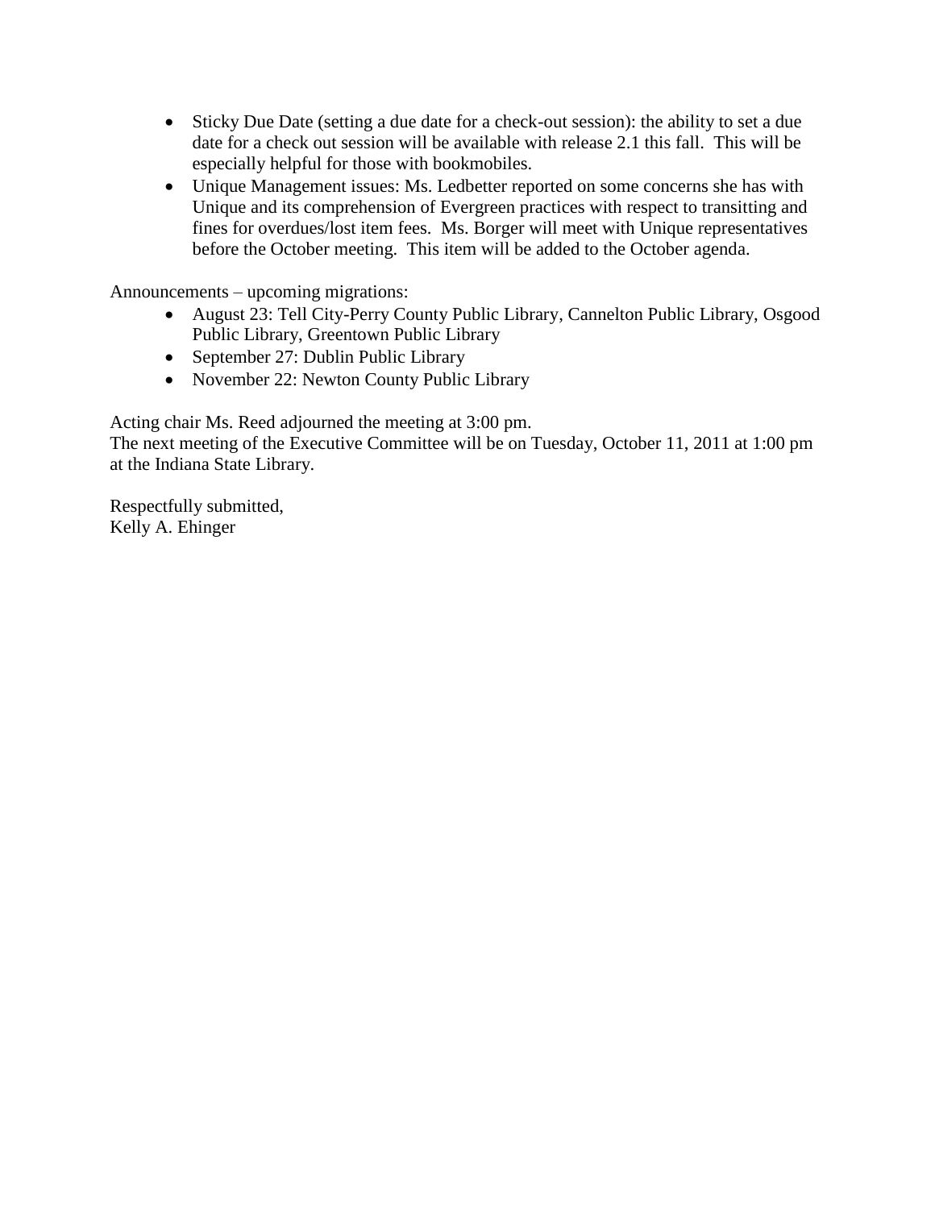- Sticky Due Date (setting a due date for a check-out session): the ability to set a due date for a check out session will be available with release 2.1 this fall. This will be especially helpful for those with bookmobiles.
- Unique Management issues: Ms. Ledbetter reported on some concerns she has with Unique and its comprehension of Evergreen practices with respect to transitting and fines for overdues/lost item fees. Ms. Borger will meet with Unique representatives before the October meeting. This item will be added to the October agenda.

Announcements – upcoming migrations:

- August 23: Tell City-Perry County Public Library, Cannelton Public Library, Osgood Public Library, Greentown Public Library
- September 27: Dublin Public Library
- November 22: Newton County Public Library

Acting chair Ms. Reed adjourned the meeting at 3:00 pm.
The next meeting of the Executive Committee will be on Tuesday, October 11, 2011 at 1:00 pm at the Indiana State Library.

Respectfully submitted,
Kelly A. Ehinger